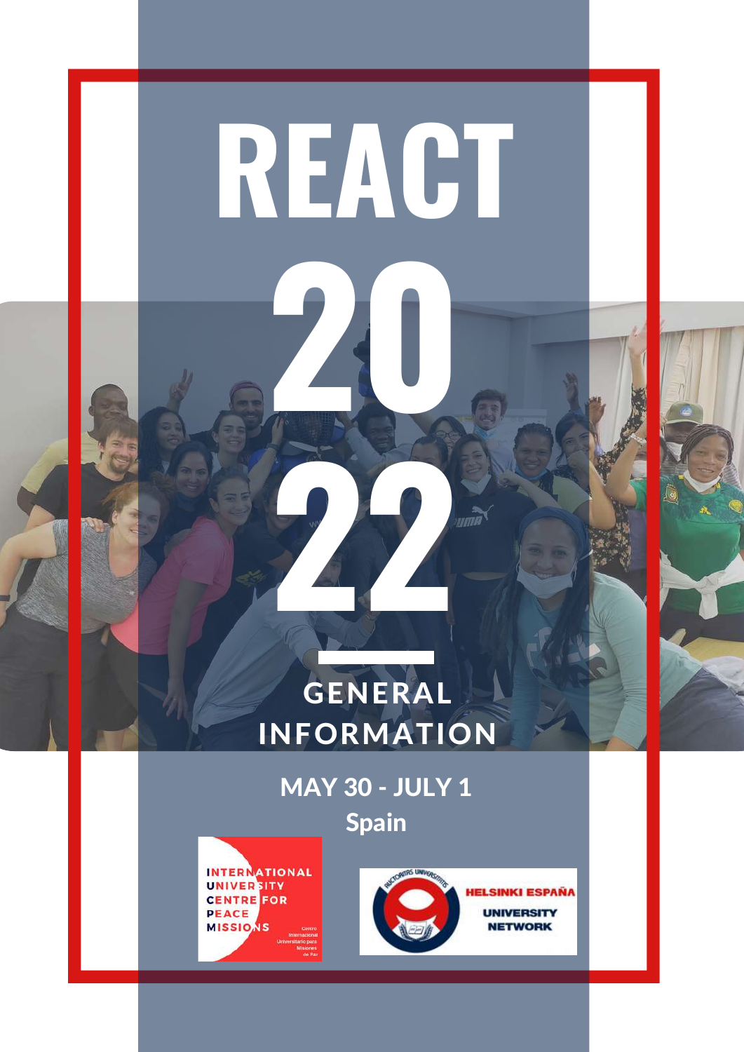# REACT 2022

## GENERAL INFORMATION

**MAY 30 - JULY 1**

**Spain**

INTERNATIONAL UNIVERSITY CENTRE FOR PEACE MISSIONS

Centro Internacional Universitario para Misiones de Paz

AUCTORITAS UNIVERSITATIS

HELSINKI ESPAÑA UNIVERSITY NETWORK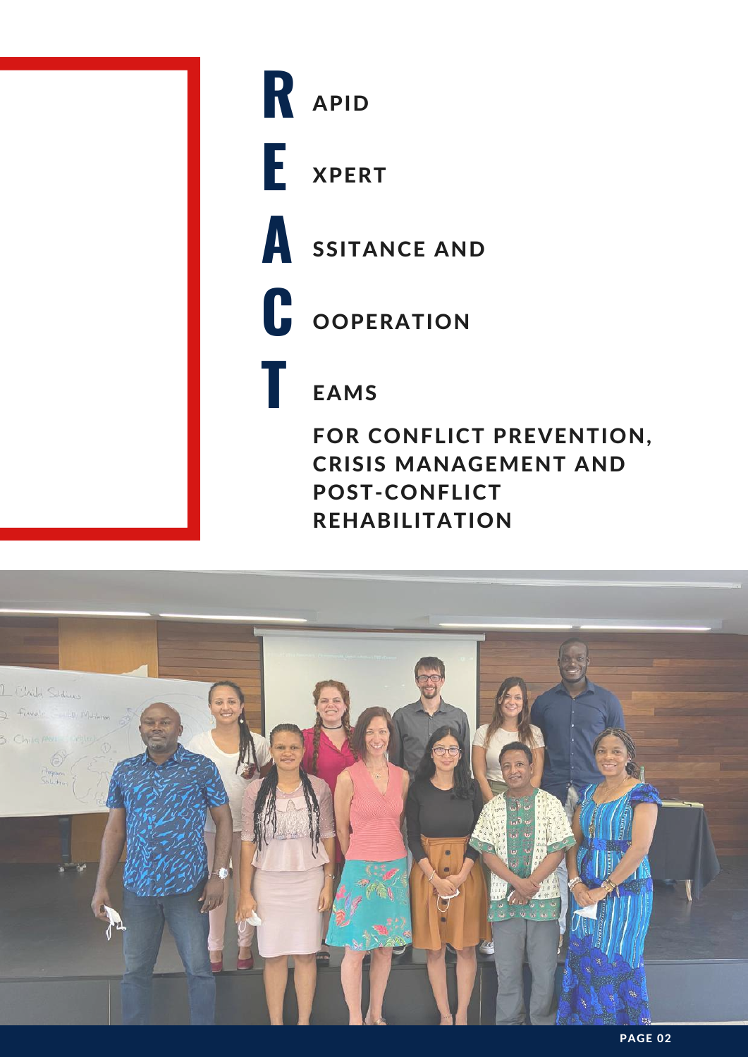# **R**APID **E**XPERT **A**SSITANCE AND **C**OOPERATION **T**EAMS

**FOR CONFLICT PREVENTION, CRISIS MANAGEMENT AND POST-CONFLICT REHABILITATION**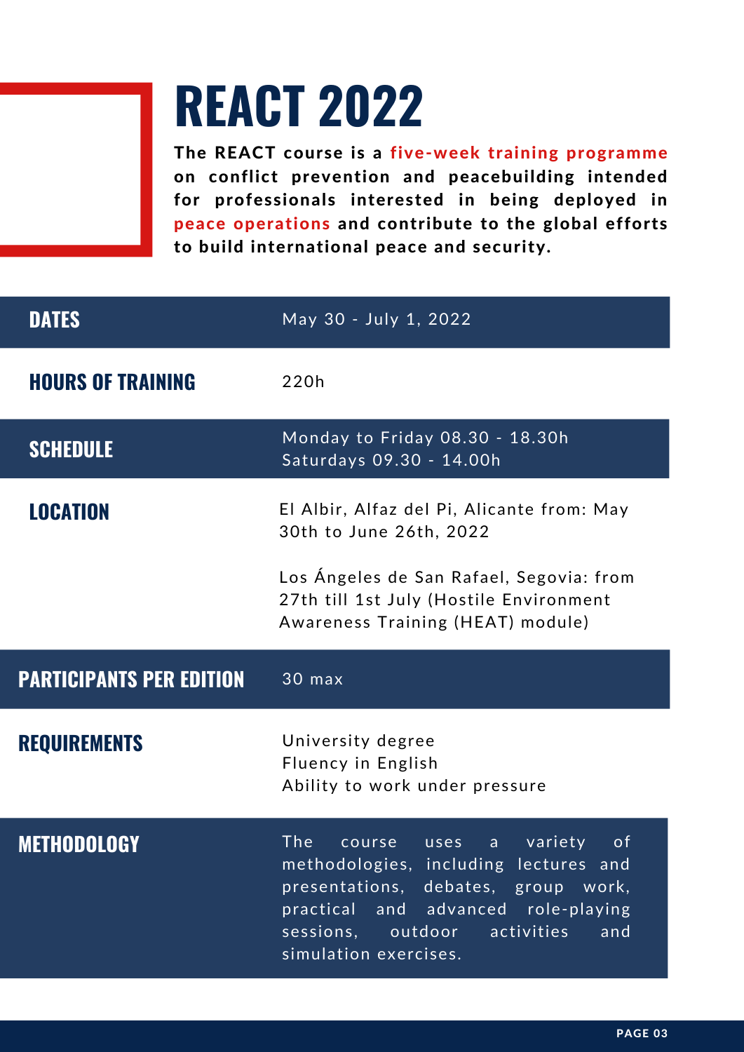# REACT 2022

**The REACT course is a five-week training programme on conflict prevention and peacebuilding intended for professionals interested in being deployed in peace operations and contribute to the global efforts to build international peace and security.**

| | |
|---|---|
| **DATES** | May 30 - July 1, 2022 |
| **HOURS OF TRAINING** | 220h |
| **SCHEDULE** | Monday to Friday 08.30 - 18.30h<br>Saturdays 09.30 - 14.00h |
| **LOCATION** | El Albir, Alfaz del Pi, Alicante from: May 30th to June 26th, 2022<br><br>Los Ángeles de San Rafael, Segovia: from 27th till 1st July (Hostile Environment Awareness Training (HEAT) module) |
| **PARTICIPANTS PER EDITION** | 30 max |
| **REQUIREMENTS** | University degree<br>Fluency in English<br>Ability to work under pressure |
| **METHODOLOGY** | The course uses a variety of methodologies, including lectures and presentations, debates, group work, practical and advanced role-playing sessions, outdoor activities and simulation exercises. |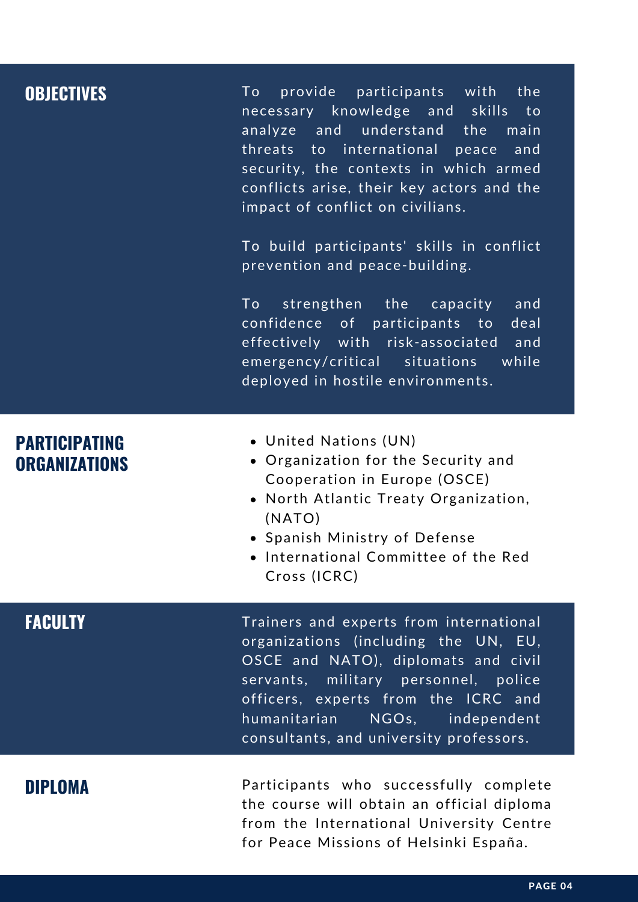## OBJECTIVES

To provide participants with the necessary knowledge and skills to analyze and understand the main threats to international peace and security, the contexts in which armed conflicts arise, their key actors and the impact of conflict on civilians.

To build participants' skills in conflict prevention and peace-building.

To strengthen the capacity and confidence of participants to deal effectively with risk-associated and emergency/critical situations while deployed in hostile environments.

## PARTICIPATING ORGANIZATIONS

- United Nations (UN)
- Organization for the Security and Cooperation in Europe (OSCE)
- North Atlantic Treaty Organization, (NATO)
- Spanish Ministry of Defense
- International Committee of the Red Cross (ICRC)

## FACULTY

Trainers and experts from international organizations (including the UN, EU, OSCE and NATO), diplomats and civil servants, military personnel, police officers, experts from the ICRC and humanitarian NGOs, independent consultants, and university professors.

## DIPLOMA

Participants who successfully complete the course will obtain an official diploma from the International University Centre for Peace Missions of Helsinki España.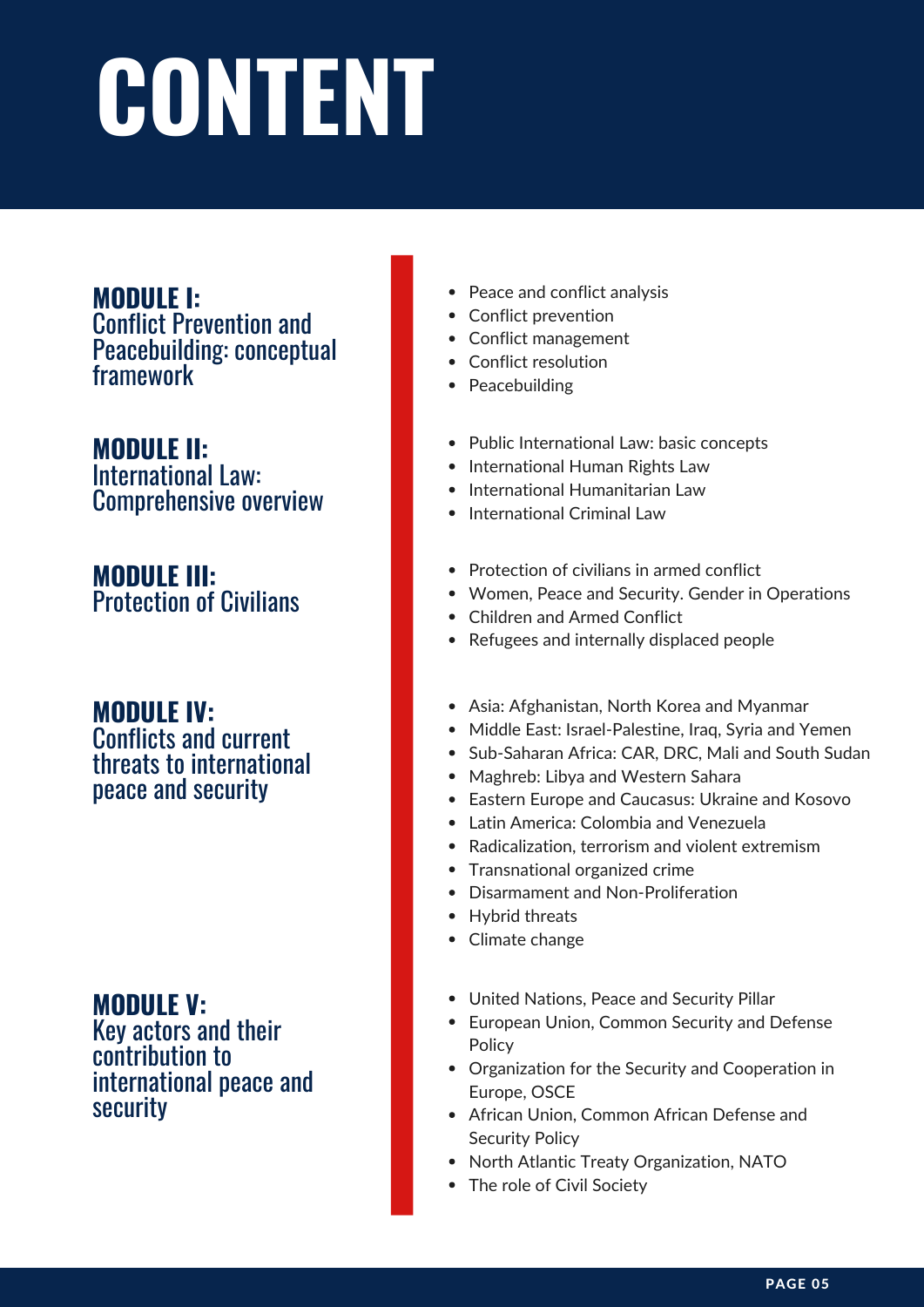# CONTENT

## MODULE I: Conflict Prevention and Peacebuilding: conceptual framework

- Peace and conflict analysis
- Conflict prevention
- Conflict management
- Conflict resolution
- Peacebuilding

## MODULE II: International Law: Comprehensive overview

- Public International Law: basic concepts
- International Human Rights Law
- International Humanitarian Law
- International Criminal Law

## MODULE III: Protection of Civilians

- Protection of civilians in armed conflict
- Women, Peace and Security. Gender in Operations
- Children and Armed Conflict
- Refugees and internally displaced people

## MODULE IV: Conflicts and current threats to international peace and security

- Asia: Afghanistan, North Korea and Myanmar
- Middle East: Israel-Palestine, Iraq, Syria and Yemen
- Sub-Saharan Africa: CAR, DRC, Mali and South Sudan
- Maghreb: Libya and Western Sahara
- Eastern Europe and Caucasus: Ukraine and Kosovo
- Latin America: Colombia and Venezuela
- Radicalization, terrorism and violent extremism
- Transnational organized crime
- Disarmament and Non-Proliferation
- Hybrid threats
- Climate change

## MODULE V: Key actors and their contribution to international peace and security

- United Nations, Peace and Security Pillar
- European Union, Common Security and Defense Policy
- Organization for the Security and Cooperation in Europe, OSCE
- African Union, Common African Defense and Security Policy
- North Atlantic Treaty Organization, NATO
- The role of Civil Society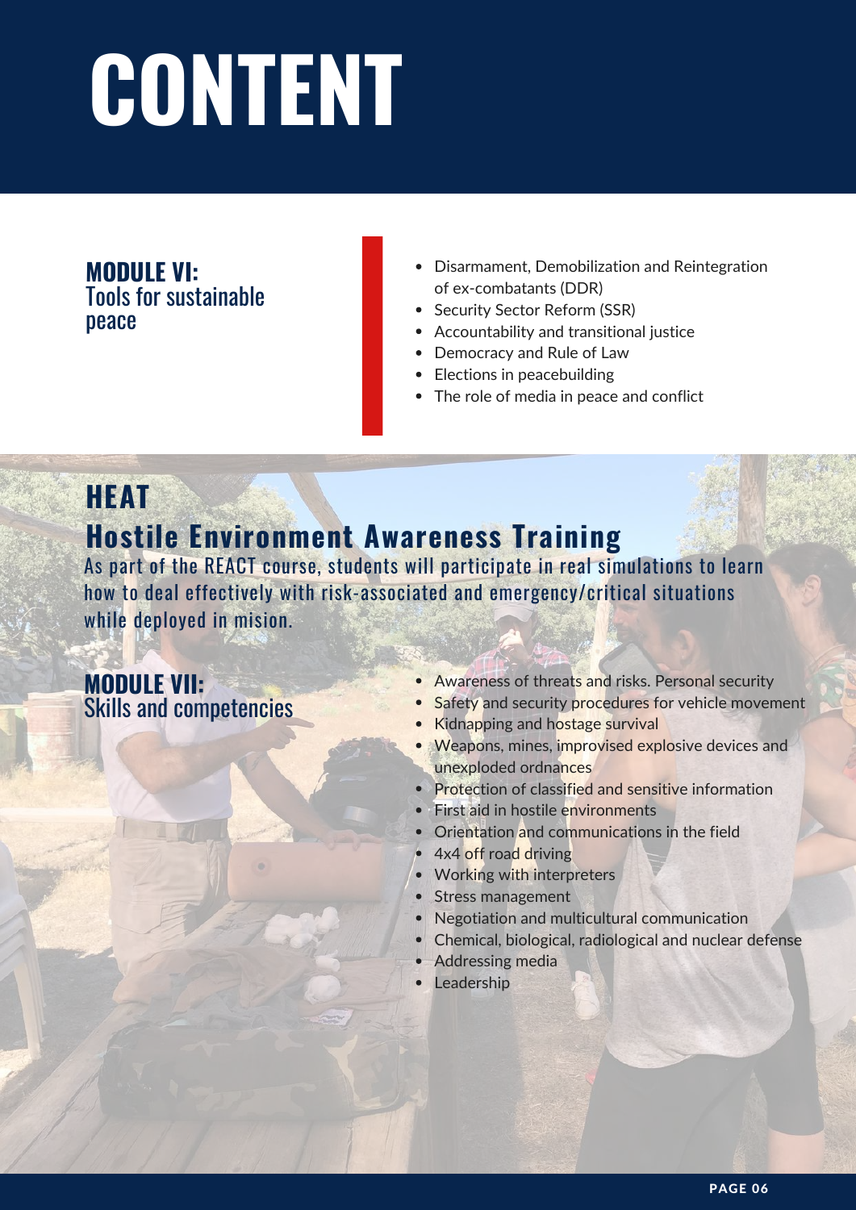# CONTENT

**MODULE VI:**
Tools for sustainable peace

- Disarmament, Demobilization and Reintegration of ex-combatants (DDR)
- Security Sector Reform (SSR)
- Accountability and transitional justice
- Democracy and Rule of Law
- Elections in peacebuilding
- The role of media in peace and conflict

## HEAT
## Hostile Environment Awareness Training

As part of the REACT course, students will participate in real simulations to learn how to deal effectively with risk-associated and emergency/critical situations while deployed in mision.

**MODULE VII:**
Skills and competencies

- Awareness of threats and risks. Personal security
- Safety and security procedures for vehicle movement
- Kidnapping and hostage survival
- Weapons, mines, improvised explosive devices and unexploded ordnances
- Protection of classified and sensitive information
- First aid in hostile environments
- Orientation and communications in the field
- 4x4 off road driving
- Working with interpreters
- Stress management
- Negotiation and multicultural communication
- Chemical, biological, radiological and nuclear defense
- Addressing media
- Leadership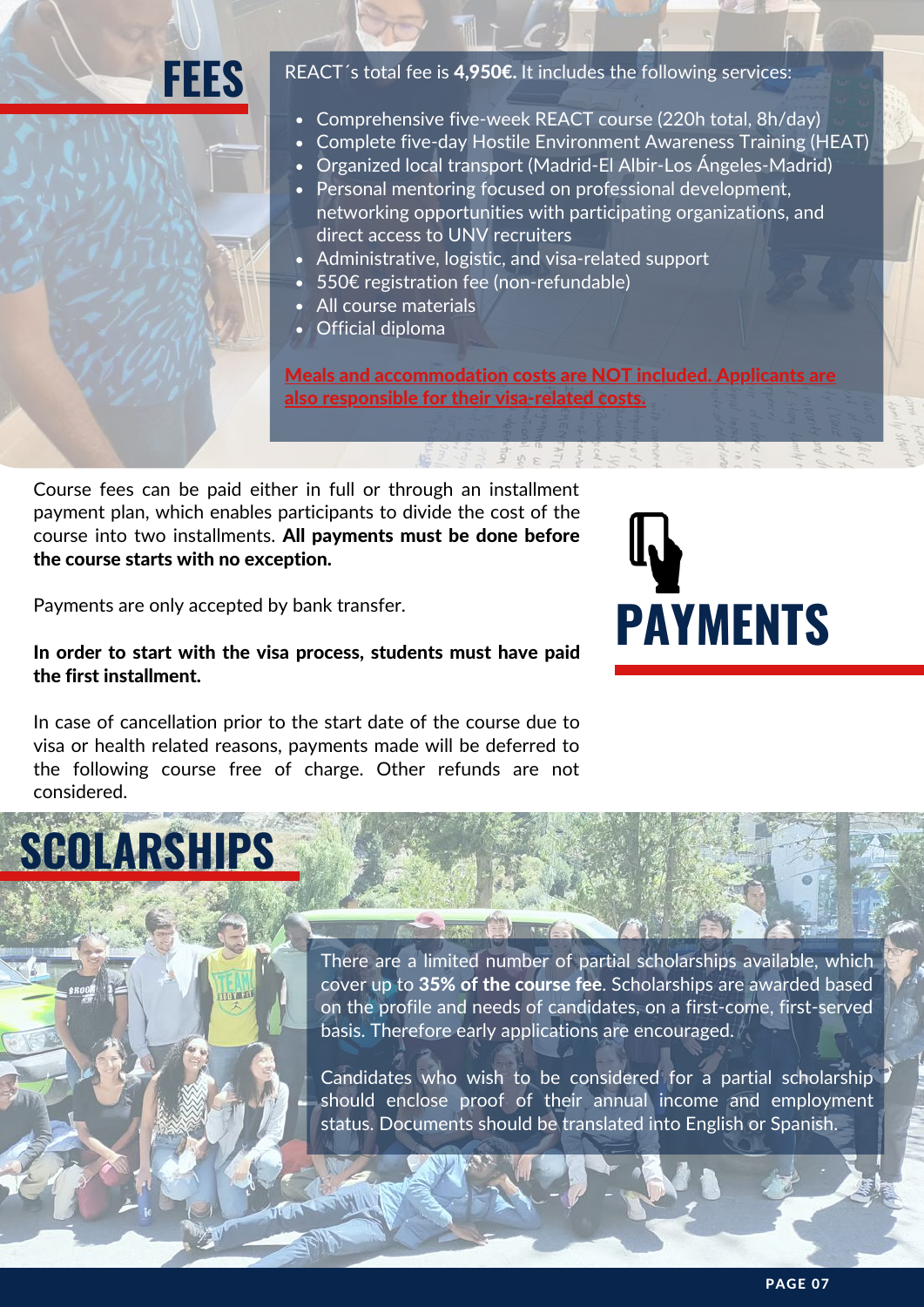# FEES

REACT´s total fee is **4,950€.** It includes the following services:

- Comprehensive five-week REACT course (220h total, 8h/day)
- Complete five-day Hostile Environment Awareness Training (HEAT)
- Organized local transport (Madrid-El Albir-Los Ángeles-Madrid)
- Personal mentoring focused on professional development, networking opportunities with participating organizations, and direct access to UNV recruiters
- Administrative, logistic, and visa-related support
- 550€ registration fee (non-refundable)
- All course materials
- Official diploma

**Meals and accommodation costs are NOT included. Applicants are also responsible for their visa-related costs.**

# PAYMENTS

Course fees can be paid either in full or through an installment payment plan, which enables participants to divide the cost of the course into two installments. **All payments must be done before the course starts with no exception.**

Payments are only accepted by bank transfer.

**In order to start with the visa process, students must have paid the first installment.**

In case of cancellation prior to the start date of the course due to visa or health related reasons, payments made will be deferred to the following course free of charge. Other refunds are not considered.

# SCOLARSHIPS

There are a limited number of partial scholarships available, which cover up to **35% of the course fee**. Scholarships are awarded based on the profile and needs of candidates, on a first-come, first-served basis. Therefore early applications are encouraged.

Candidates who wish to be considered for a partial scholarship should enclose proof of their annual income and employment status. Documents should be translated into English or Spanish.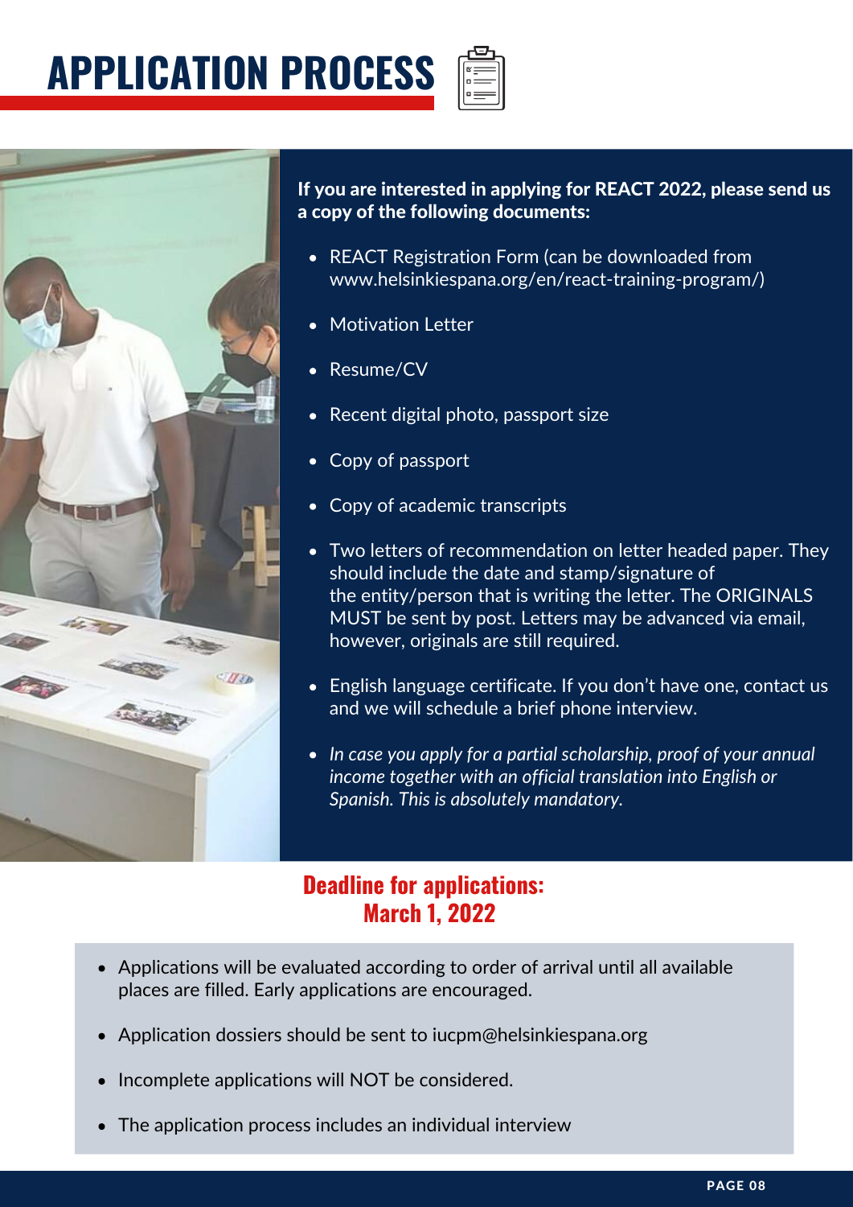# APPLICATION PROCESS

**If you are interested in applying for REACT 2022, please send us a copy of the following documents:**

- REACT Registration Form (can be downloaded from www.helsinkiespana.org/en/react-training-program/)
- Motivation Letter
- Resume/CV
- Recent digital photo, passport size
- Copy of passport
- Copy of academic transcripts
- Two letters of recommendation on letter headed paper. They should include the date and stamp/signature of the entity/person that is writing the letter. The ORIGINALS MUST be sent by post. Letters may be advanced via email, however, originals are still required.
- English language certificate. If you don't have one, contact us and we will schedule a brief phone interview.
- *In case you apply for a partial scholarship, proof of your annual income together with an official translation into English or Spanish. This is absolutely mandatory.*

## Deadline for applications: March 1, 2022

- Applications will be evaluated according to order of arrival until all available places are filled. Early applications are encouraged.
- Application dossiers should be sent to iucpm@helsinkiespana.org
- Incomplete applications will NOT be considered.
- The application process includes an individual interview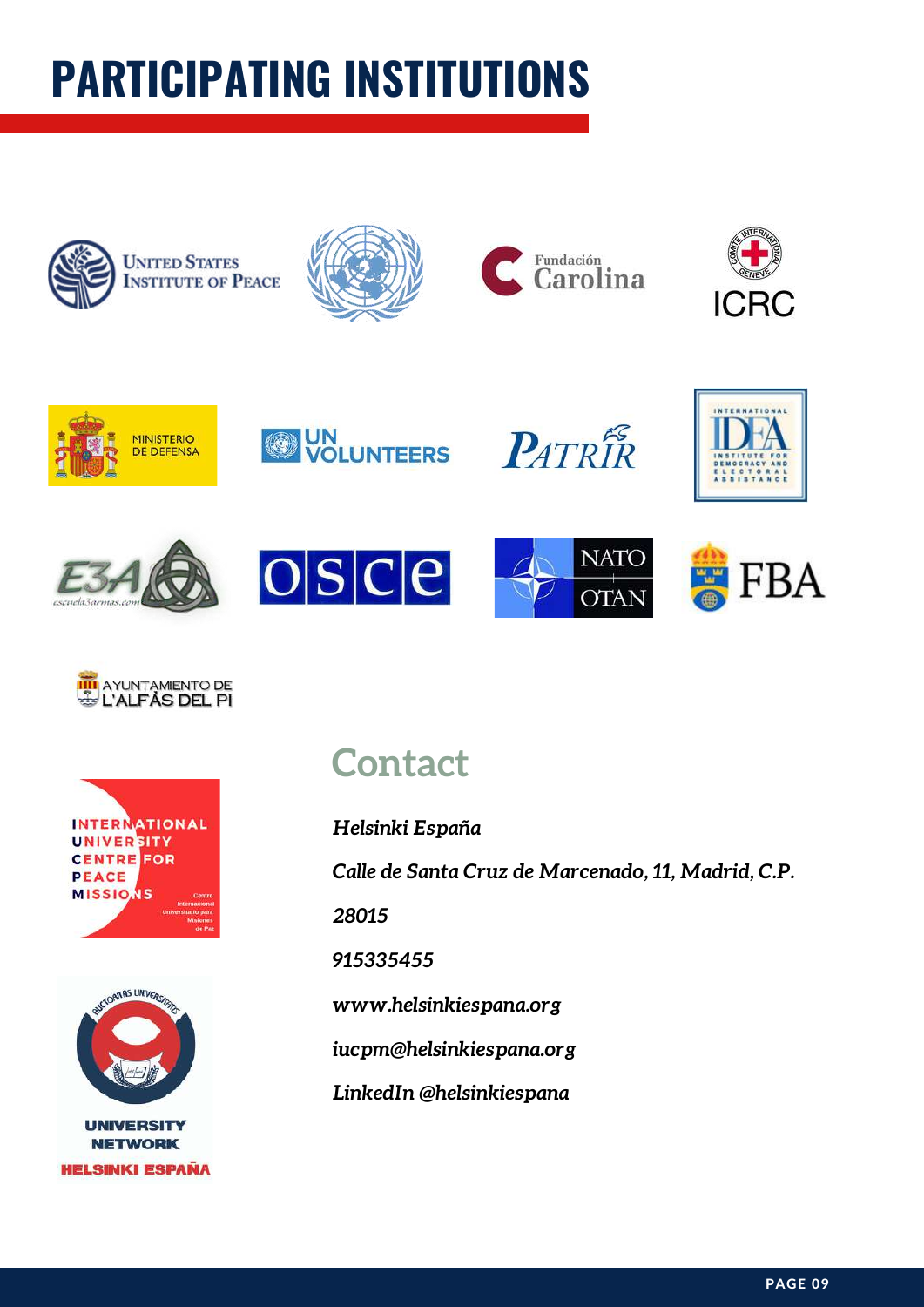# PARTICIPATING INSTITUTIONS

UNITED STATES INSTITUTE OF PEACE

Fundación Carolina

ICRC

MINISTERIO DE DEFENSA

UN VOLUNTEERS

PATRIR

INTERNATIONAL IDEA INSTITUTE FOR DEMOCRACY AND ELECTORAL ASSISTANCE

E3A escuela3armas.com

osce

NATO OTAN

FBA

AYUNTAMIENTO DE L'ALFÀS DEL PI

INTERNATIONAL UNIVERSITY CENTRE FOR PEACE MISSIONS

Centro Internacional Universitario para Misiones de Paz

UNIVERSITY NETWORK HELSINKI ESPAÑA

## Contact

*Helsinki España*

*Calle de Santa Cruz de Marcenado, 11, Madrid, C.P. 28015*

*915335455*

*www.helsinkiespana.org*

*iucpm@helsinkiespana.org*

*LinkedIn @helsinkiespana*